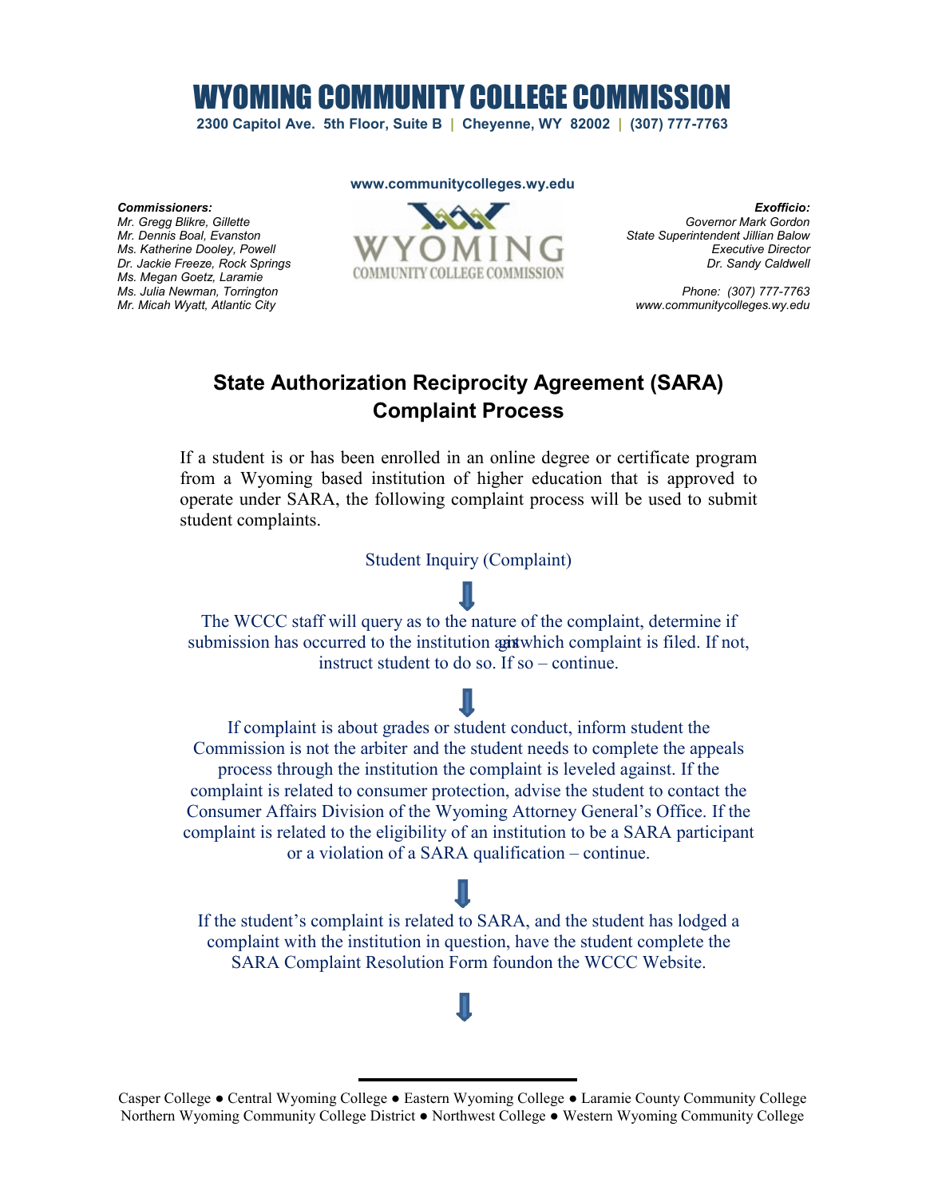# WYOMING COMMUNITY COLLEGE COMMISSION

**2300 Capitol Ave. 5th Floor, Suite B | Cheyenne, WY 82002 | (307) 777-7763**

**www.communitycolleges.wy.edu**

***Commissioners:***
*Mr. Gregg Blikre, Gillette*
*Mr. Dennis Boal, Evanston*
*Ms. Katherine Dooley, Powell*
*Dr. Jackie Freeze, Rock Springs*
*Ms. Megan Goetz, Laramie*
*Ms. Julia Newman, Torrington*
*Mr. Micah Wyatt, Atlantic City*

***Exofficio:***
*Governor Mark Gordon*
*State Superintendent Jillian Balow*
*Executive Director*
*Dr. Sandy Caldwell*

*Phone: (307) 777-7763*
*www.communitycolleges.wy.edu*

## State Authorization Reciprocity Agreement (SARA) Complaint Process

If a student is or has been enrolled in an online degree or certificate program from a Wyoming based institution of higher education that is approved to operate under SARA, the following complaint process will be used to submit student complaints.

Student Inquiry (Complaint)

↓

The WCCC staff will query as to the nature of the complaint, determine if submission has occurred to the institution against which complaint is filed. If not, instruct student to do so. If so – continue.

↓

If complaint is about grades or student conduct, inform student the Commission is not the arbiter and the student needs to complete the appeals process through the institution the complaint is leveled against. If the complaint is related to consumer protection, advise the student to contact the Consumer Affairs Division of the Wyoming Attorney General's Office. If the complaint is related to the eligibility of an institution to be a SARA participant or a violation of a SARA qualification – continue.

↓

If the student's complaint is related to SARA, and the student has lodged a complaint with the institution in question, have the student complete the SARA Complaint Resolution Form foundon the WCCC Website.

↓

Casper College ● Central Wyoming College ● Eastern Wyoming College ● Laramie County Community College
Northern Wyoming Community College District ● Northwest College ● Western Wyoming Community College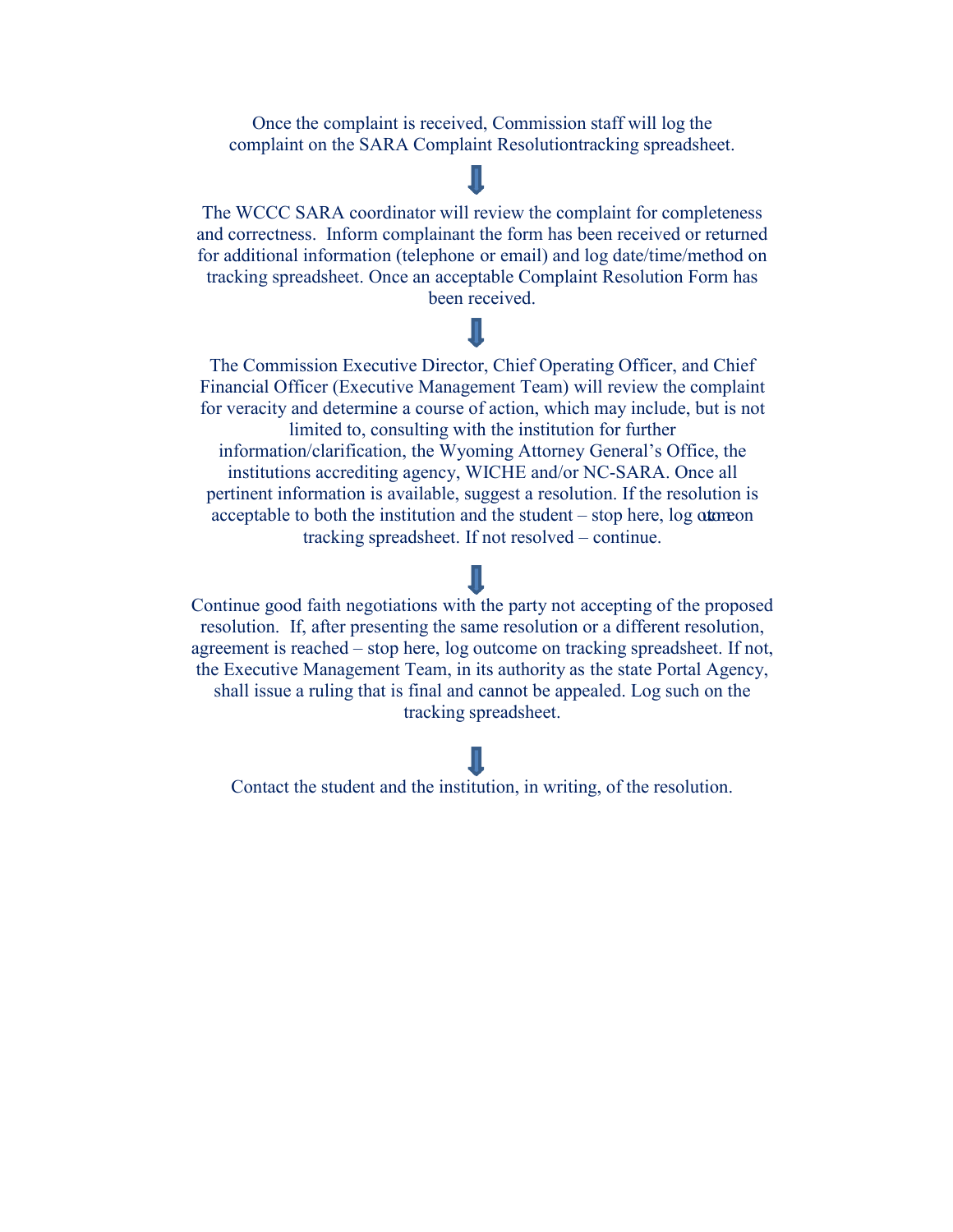Once the complaint is received, Commission staff will log the complaint on the SARA Complaint Resolutiontracking spreadsheet.

⬇

The WCCC SARA coordinator will review the complaint for completeness and correctness. Inform complainant the form has been received or returned for additional information (telephone or email) and log date/time/method on tracking spreadsheet. Once an acceptable Complaint Resolution Form has been received.

⬇

The Commission Executive Director, Chief Operating Officer, and Chief Financial Officer (Executive Management Team) will review the complaint for veracity and determine a course of action, which may include, but is not limited to, consulting with the institution for further information/clarification, the Wyoming Attorney General's Office, the institutions accrediting agency, WICHE and/or NC-SARA. Once all pertinent information is available, suggest a resolution. If the resolution is acceptable to both the institution and the student – stop here, log outcome on tracking spreadsheet. If not resolved – continue.

⬇

Continue good faith negotiations with the party not accepting of the proposed resolution. If, after presenting the same resolution or a different resolution, agreement is reached – stop here, log outcome on tracking spreadsheet. If not, the Executive Management Team, in its authority as the state Portal Agency, shall issue a ruling that is final and cannot be appealed. Log such on the tracking spreadsheet.

⬇

Contact the student and the institution, in writing, of the resolution.